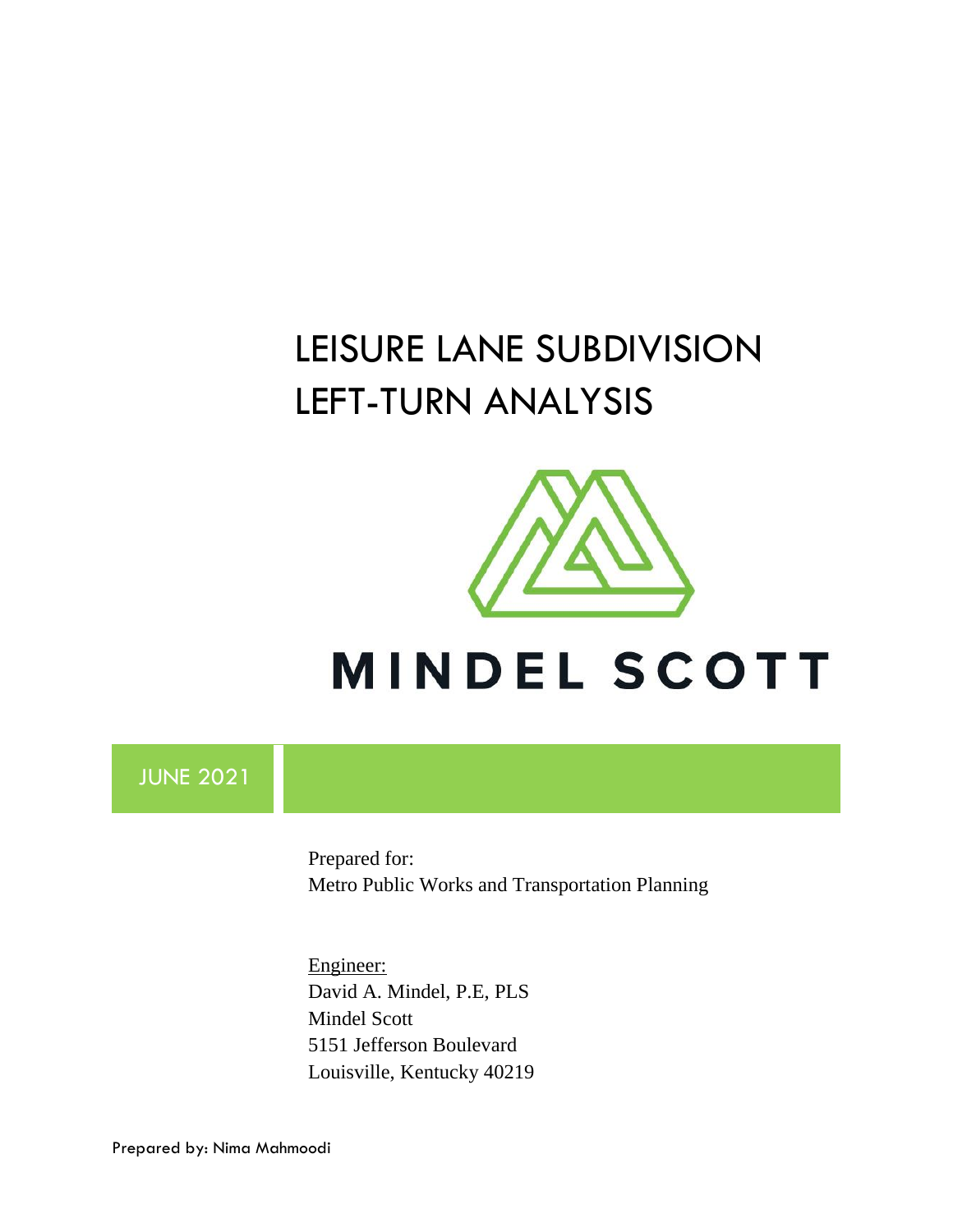# LEISURE LANE SUBDIVISION LEFT-TURN ANALYSIS

MINDEL SCOTT

JUNE 2021

Prepared for:
Metro Public Works and Transportation Planning

Engineer:
David A. Mindel, P.E, PLS
Mindel Scott
5151 Jefferson Boulevard
Louisville, Kentucky 40219

Prepared by: Nima Mahmoodi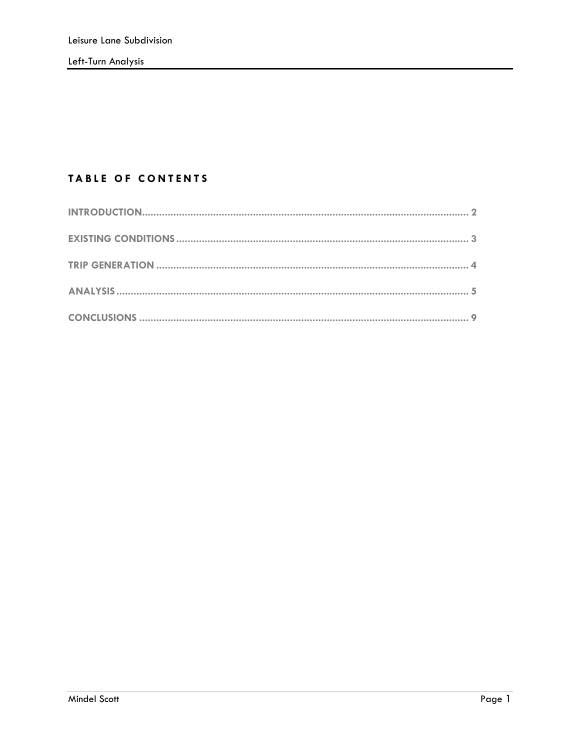# TABLE OF CONTENTS

INTRODUCTION .......... 2

EXISTING CONDITIONS .......... 3

TRIP GENERATION .......... 4

ANALYSIS .......... 5

CONCLUSIONS .......... 9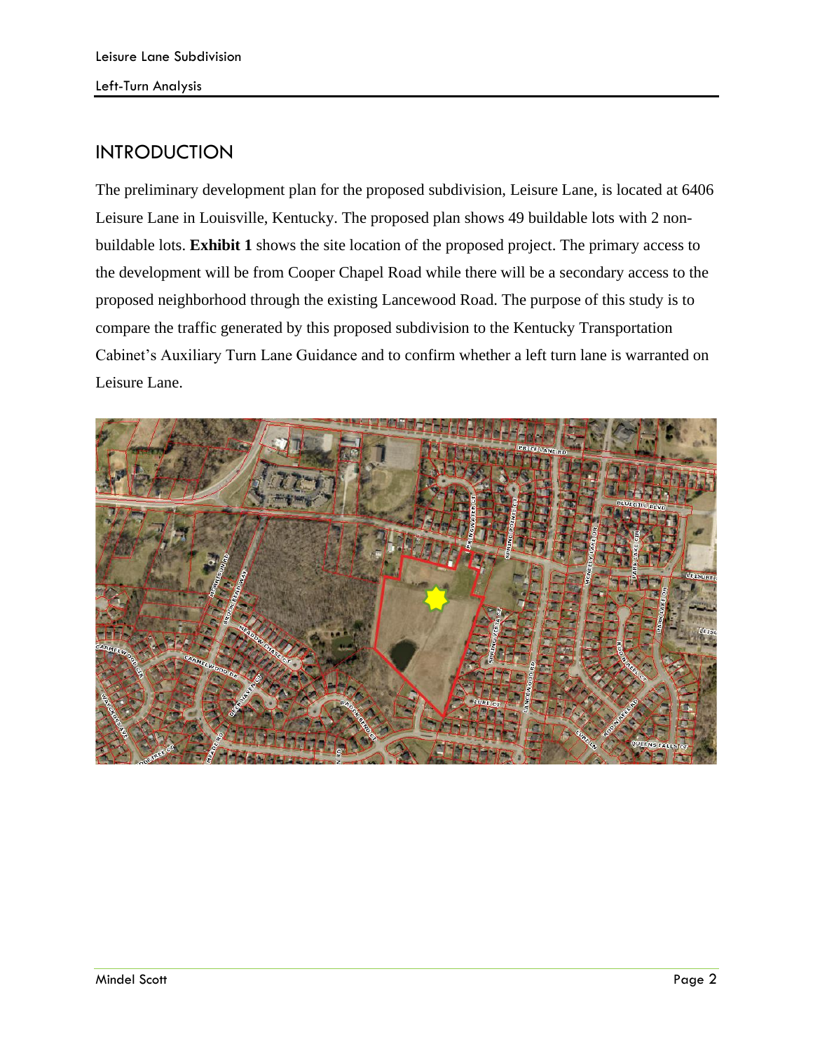## INTRODUCTION

The preliminary development plan for the proposed subdivision, Leisure Lane, is located at 6406 Leisure Lane in Louisville, Kentucky. The proposed plan shows 49 buildable lots with 2 non-buildable lots. **Exhibit 1** shows the site location of the proposed project. The primary access to the development will be from Cooper Chapel Road while there will be a secondary access to the proposed neighborhood through the existing Lancewood Road. The purpose of this study is to compare the traffic generated by this proposed subdivision to the Kentucky Transportation Cabinet's Auxiliary Turn Lane Guidance and to confirm whether a left turn lane is warranted on Leisure Lane.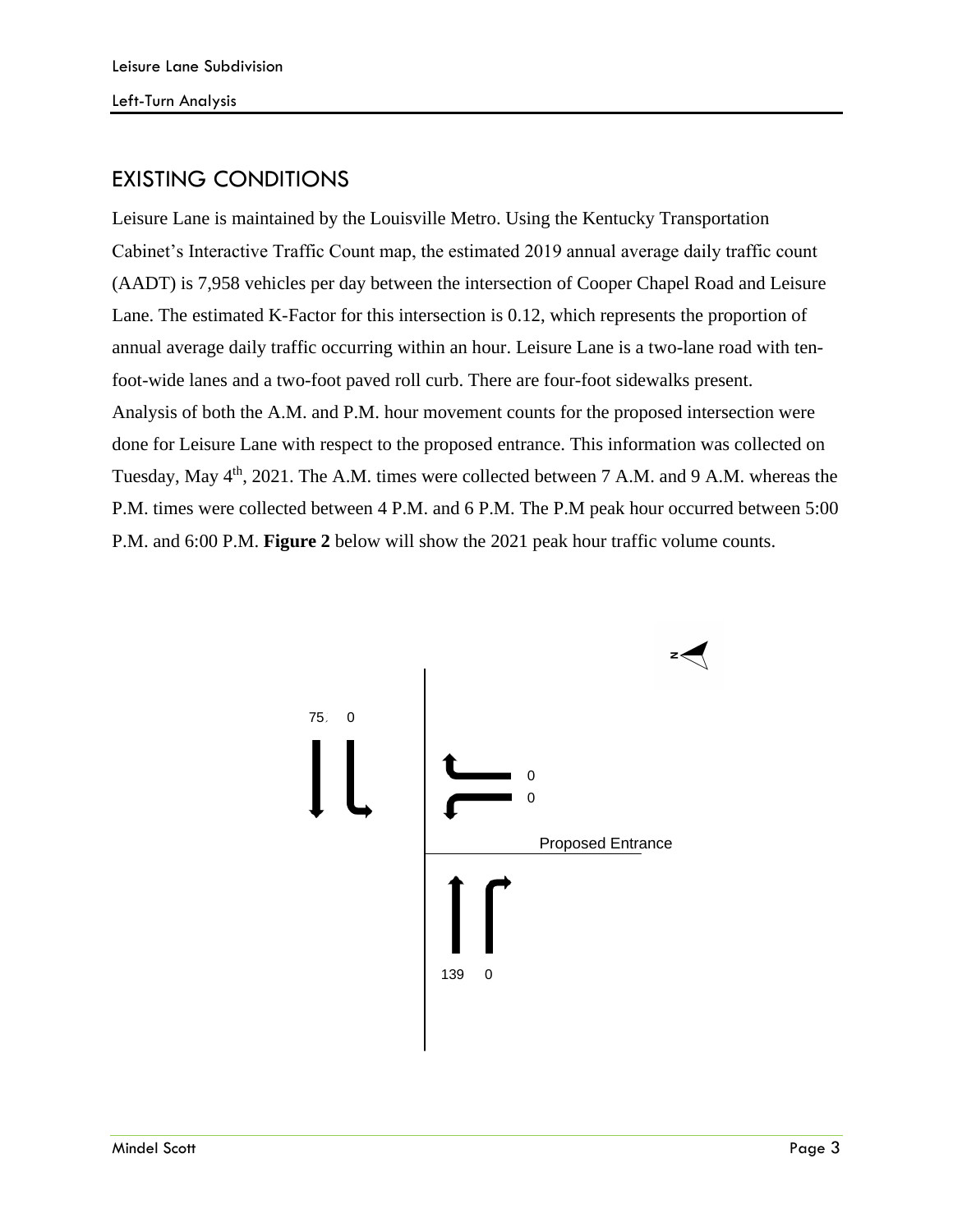## EXISTING CONDITIONS

Leisure Lane is maintained by the Louisville Metro. Using the Kentucky Transportation Cabinet's Interactive Traffic Count map, the estimated 2019 annual average daily traffic count (AADT) is 7,958 vehicles per day between the intersection of Cooper Chapel Road and Leisure Lane. The estimated K-Factor for this intersection is 0.12, which represents the proportion of annual average daily traffic occurring within an hour. Leisure Lane is a two-lane road with ten-foot-wide lanes and a two-foot paved roll curb. There are four-foot sidewalks present. Analysis of both the A.M. and P.M. hour movement counts for the proposed intersection were done for Leisure Lane with respect to the proposed entrance. This information was collected on Tuesday, May 4th, 2021. The A.M. times were collected between 7 A.M. and 9 A.M. whereas the P.M. times were collected between 4 P.M. and 6 P.M. The P.M peak hour occurred between 5:00 P.M. and 6:00 P.M. **Figure 2** below will show the 2021 peak hour traffic volume counts.

75. 0

0

0

Proposed Entrance

139 0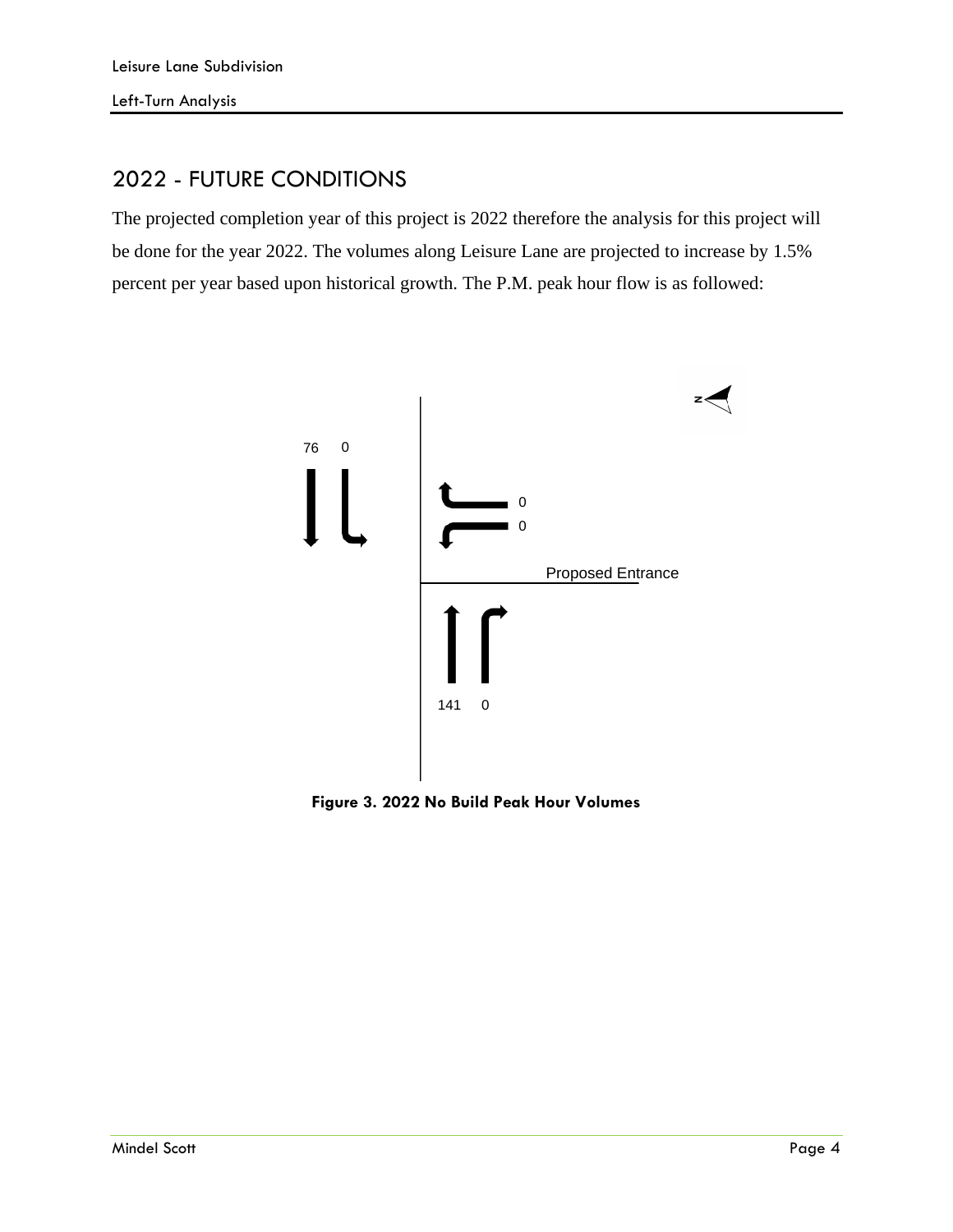## 2022 - FUTURE CONDITIONS

The projected completion year of this project is 2022 therefore the analysis for this project will be done for the year 2022. The volumes along Leisure Lane are projected to increase by 1.5% percent per year based upon historical growth. The P.M. peak hour flow is as followed:

**Figure 3. 2022 No Build Peak Hour Volumes**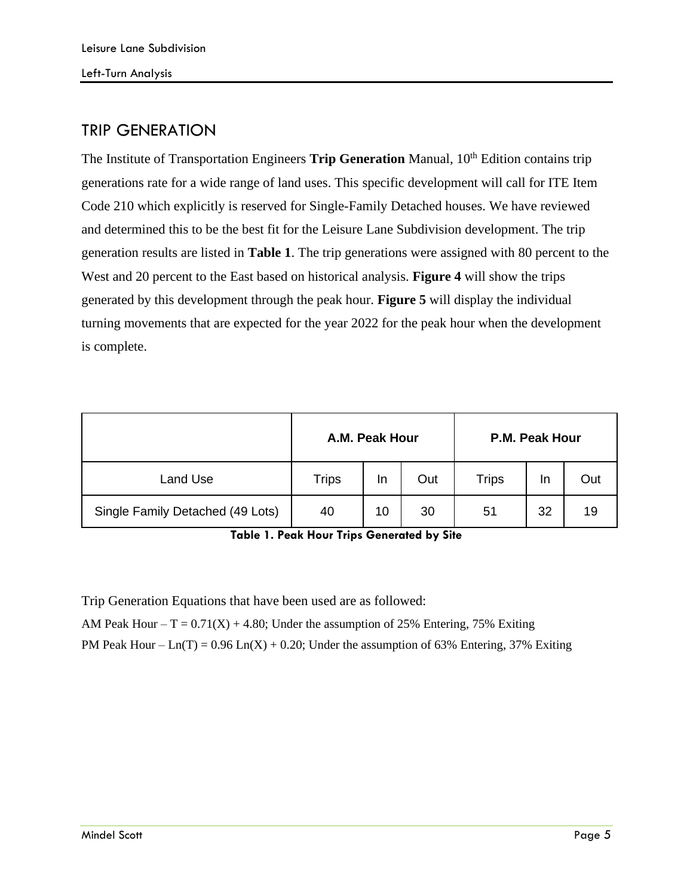## TRIP GENERATION

The Institute of Transportation Engineers **Trip Generation** Manual, 10th Edition contains trip generations rate for a wide range of land uses. This specific development will call for ITE Item Code 210 which explicitly is reserved for Single-Family Detached houses. We have reviewed and determined this to be the best fit for the Leisure Lane Subdivision development. The trip generation results are listed in **Table 1**. The trip generations were assigned with 80 percent to the West and 20 percent to the East based on historical analysis. **Figure 4** will show the trips generated by this development through the peak hour. **Figure 5** will display the individual turning movements that are expected for the year 2022 for the peak hour when the development is complete.

| | **A.M. Peak Hour** | | | **P.M. Peak Hour** | | |
|---|---|---|---|---|---|---|
| Land Use | Trips | In | Out | Trips | In | Out |
| Single Family Detached (49 Lots) | 40 | 10 | 30 | 51 | 32 | 19 |

**Table 1. Peak Hour Trips Generated by Site**

Trip Generation Equations that have been used are as followed:

AM Peak Hour – $T = 0.71(X) + 4.80$; Under the assumption of 25% Entering, 75% Exiting

PM Peak Hour – $\text{Ln}(T) = 0.96\ \text{Ln}(X) + 0.20$; Under the assumption of 63% Entering, 37% Exiting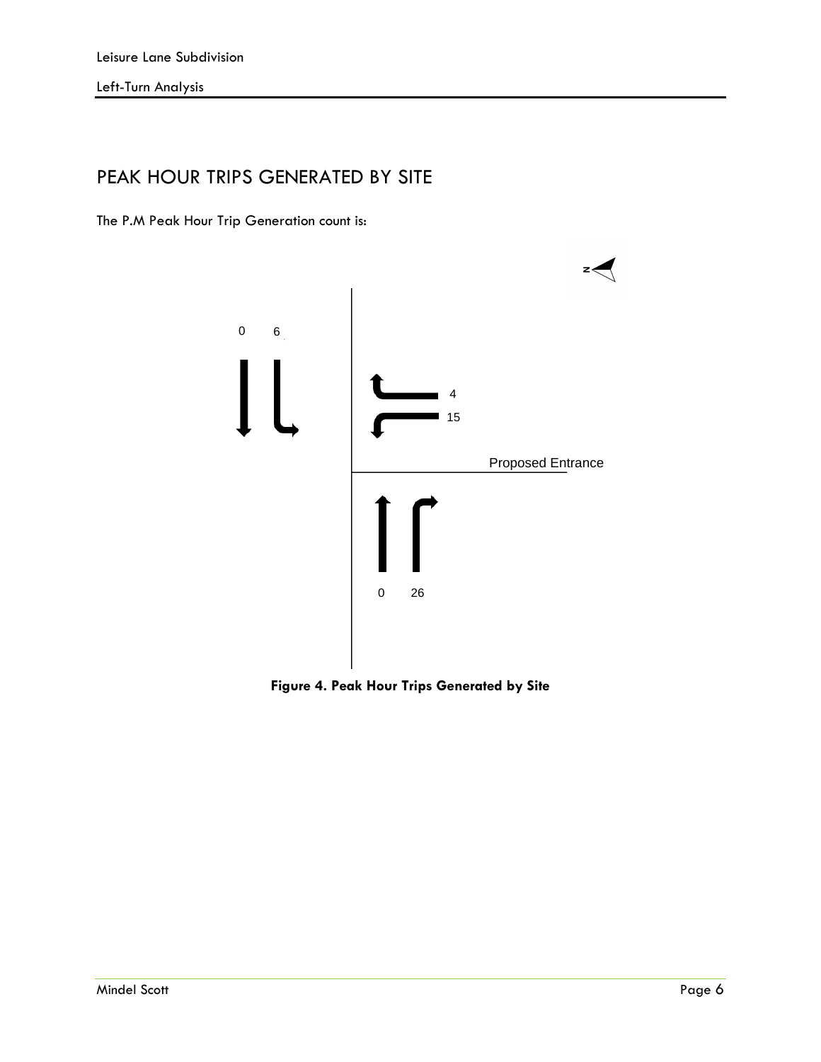## PEAK HOUR TRIPS GENERATED BY SITE

The P.M Peak Hour Trip Generation count is:

0 6

4

15

Proposed Entrance

0 26

**Figure 4. Peak Hour Trips Generated by Site**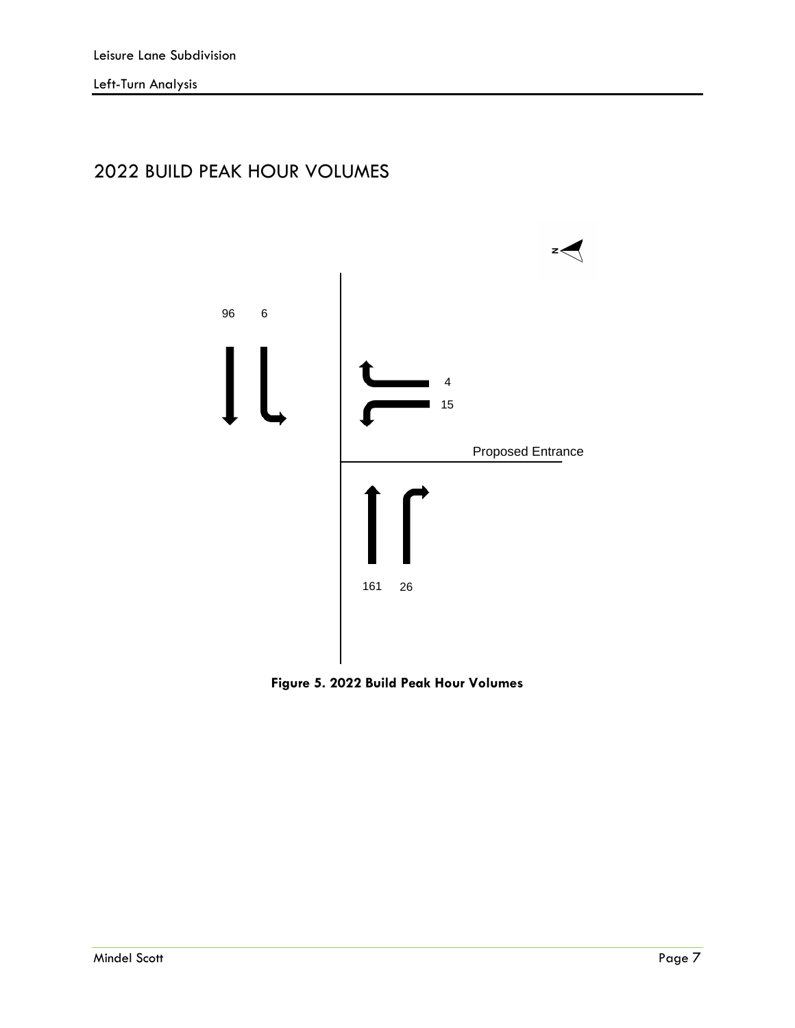## 2022 BUILD PEAK HOUR VOLUMES

96 6

4

15

Proposed Entrance

161 26

**Figure 5. 2022 Build Peak Hour Volumes**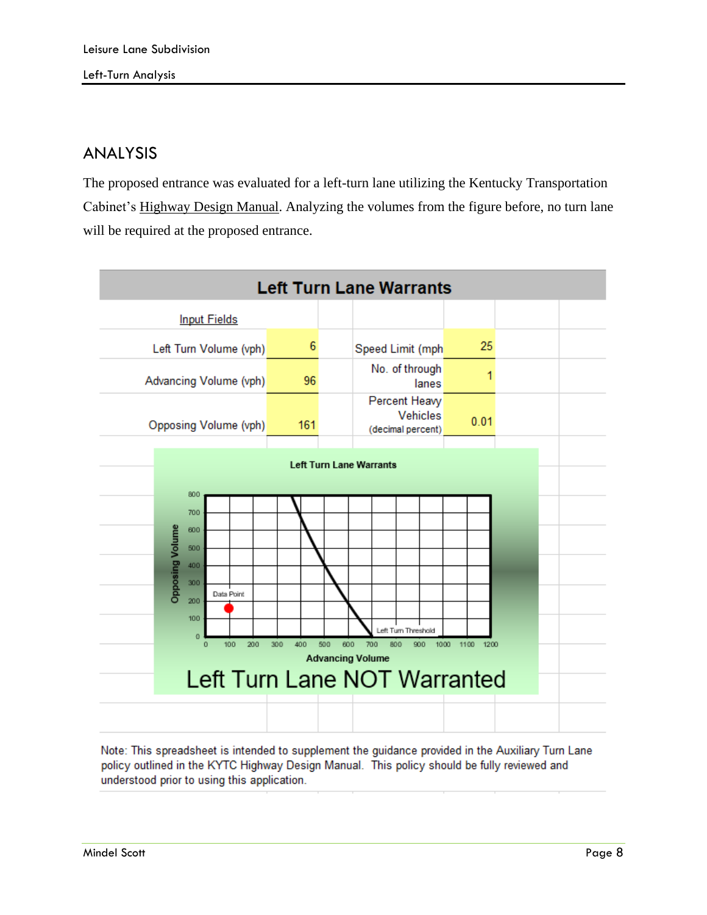## ANALYSIS

The proposed entrance was evaluated for a left-turn lane utilizing the Kentucky Transportation Cabinet's Highway Design Manual. Analyzing the volumes from the figure before, no turn lane will be required at the proposed entrance.

### Left Turn Lane Warrants

Input Fields

| | | | |
|---|---|---|---|
| Left Turn Volume (vph) | 6 | Speed Limit (mph | 25 |
| Advancing Volume (vph) | 96 | No. of through lanes | 1 |
| Opposing Volume (vph) | 161 | Percent Heavy Vehicles (decimal percent) | 0.01 |

Left Turn Lane Warrants

Left Turn Lane NOT Warranted

Note: This spreadsheet is intended to supplement the guidance provided in the Auxiliary Turn Lane policy outlined in the KYTC Highway Design Manual. This policy should be fully reviewed and understood prior to using this application.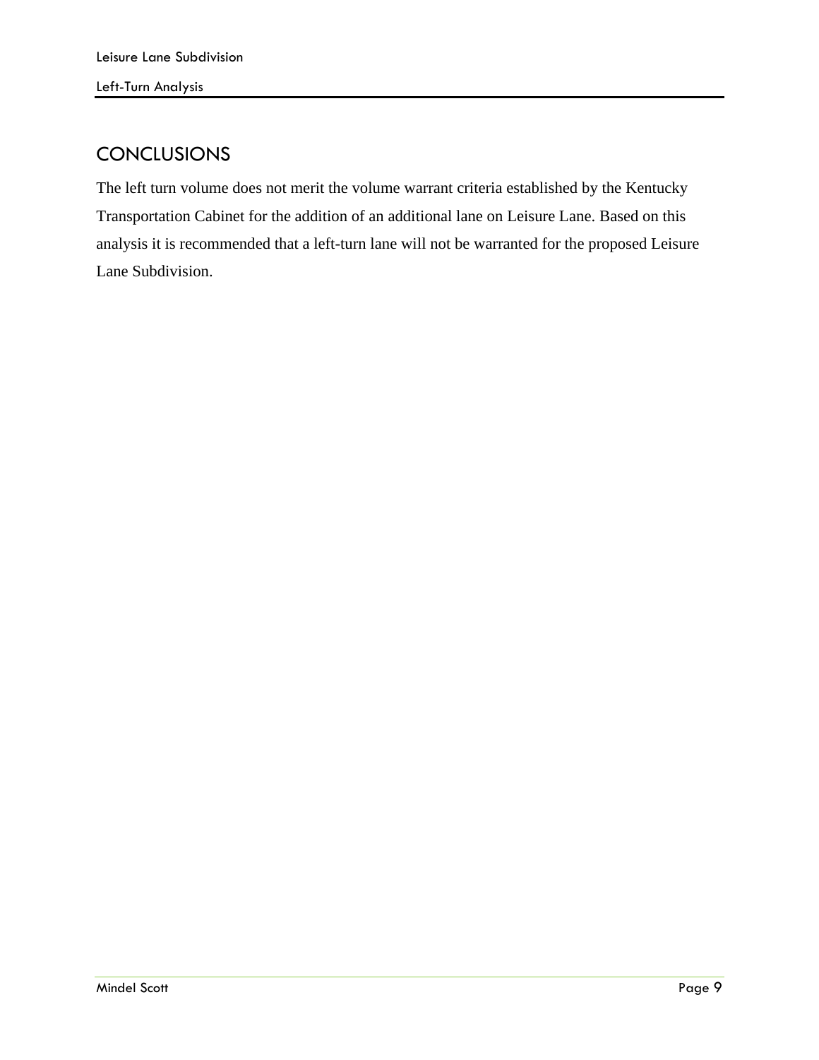## CONCLUSIONS

The left turn volume does not merit the volume warrant criteria established by the Kentucky Transportation Cabinet for the addition of an additional lane on Leisure Lane. Based on this analysis it is recommended that a left-turn lane will not be warranted for the proposed Leisure Lane Subdivision.